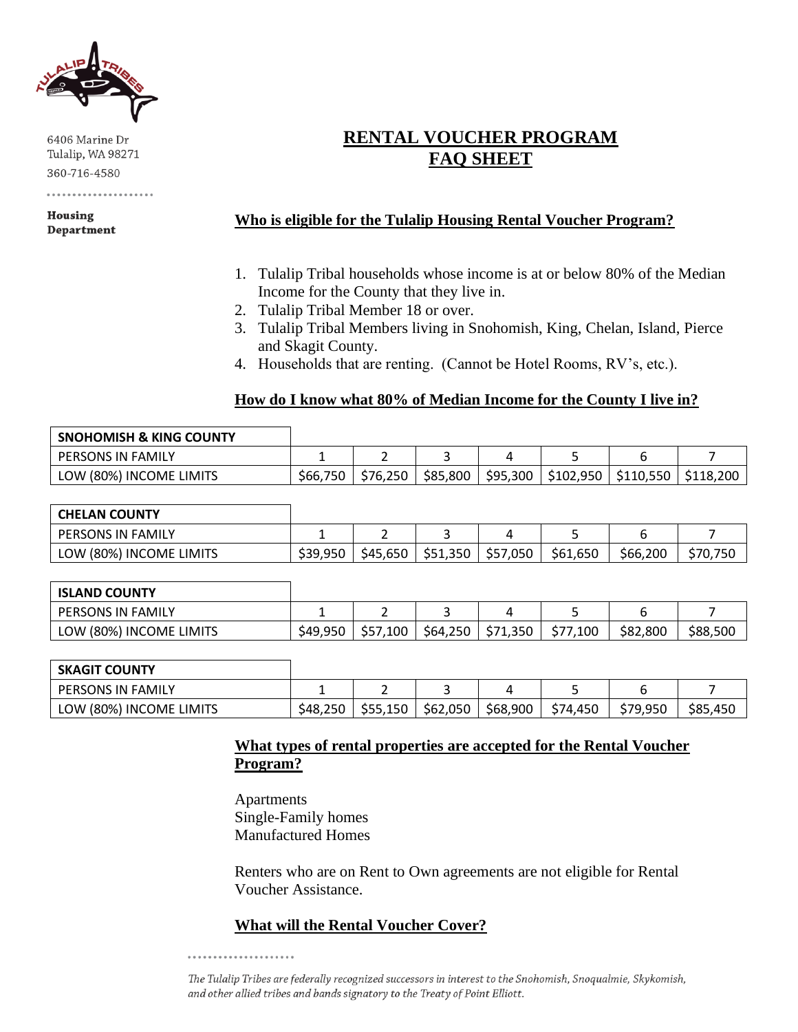6406 Marine Dr
Tulalip, WA 98271
360-716-4580

**Housing Department**

# RENTAL VOUCHER PROGRAM FAQ SHEET

## Who is eligible for the Tulalip Housing Rental Voucher Program?

1. Tulalip Tribal households whose income is at or below 80% of the Median Income for the County that they live in.
2. Tulalip Tribal Member 18 or over.
3. Tulalip Tribal Members living in Snohomish, King, Chelan, Island, Pierce and Skagit County.
4. Households that are renting. (Cannot be Hotel Rooms, RV's, etc.).

## How do I know what 80% of Median Income for the County I live in?

| SNOHOMISH & KING COUNTY | | | | | | | |
|---|---|---|---|---|---|---|---|
| PERSONS IN FAMILY | 1 | 2 | 3 | 4 | 5 | 6 | 7 |
| LOW (80%) INCOME LIMITS | $66,750 | $76,250 | $85,800 | $95,300 | $102,950 | $110,550 | $118,200 |

| CHELAN COUNTY | | | | | | | |
|---|---|---|---|---|---|---|---|
| PERSONS IN FAMILY | 1 | 2 | 3 | 4 | 5 | 6 | 7 |
| LOW (80%) INCOME LIMITS | $39,950 | $45,650 | $51,350 | $57,050 | $61,650 | $66,200 | $70,750 |

| ISLAND COUNTY | | | | | | | |
|---|---|---|---|---|---|---|---|
| PERSONS IN FAMILY | 1 | 2 | 3 | 4 | 5 | 6 | 7 |
| LOW (80%) INCOME LIMITS | $49,950 | $57,100 | $64,250 | $71,350 | $77,100 | $82,800 | $88,500 |

| SKAGIT COUNTY | | | | | | | |
|---|---|---|---|---|---|---|---|
| PERSONS IN FAMILY | 1 | 2 | 3 | 4 | 5 | 6 | 7 |
| LOW (80%) INCOME LIMITS | $48,250 | $55,150 | $62,050 | $68,900 | $74,450 | $79,950 | $85,450 |

## What types of rental properties are accepted for the Rental Voucher Program?

Apartments
Single-Family homes
Manufactured Homes

Renters who are on Rent to Own agreements are not eligible for Rental Voucher Assistance.

## What will the Rental Voucher Cover?

*The Tulalip Tribes are federally recognized successors in interest to the Snohomish, Snoqualmie, Skykomish, and other allied tribes and bands signatory to the Treaty of Point Elliott.*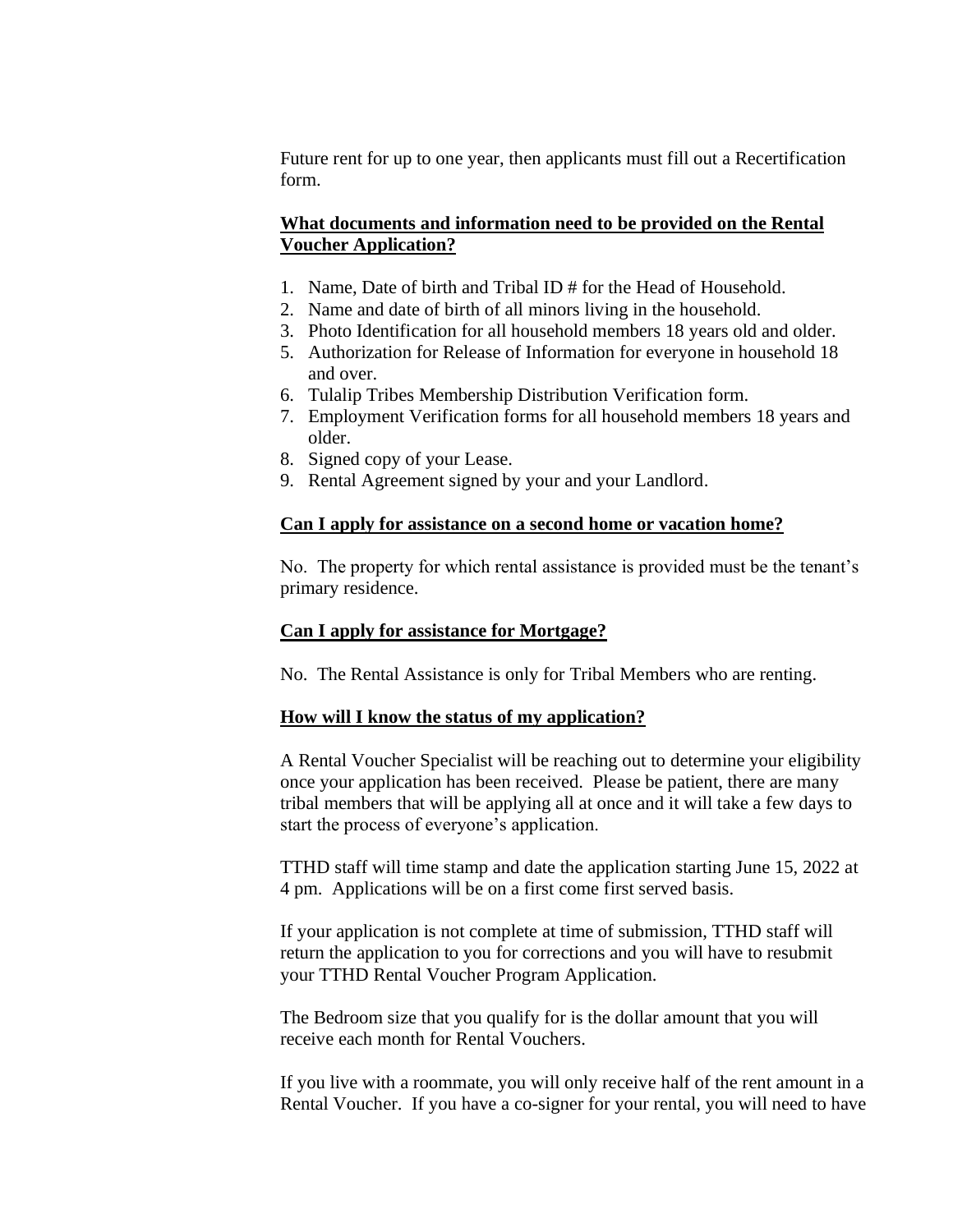Future rent for up to one year, then applicants must fill out a Recertification form.

**What documents and information need to be provided on the Rental Voucher Application?**

1. Name, Date of birth and Tribal ID # for the Head of Household.
2. Name and date of birth of all minors living in the household.
3. Photo Identification for all household members 18 years old and older.
5. Authorization for Release of Information for everyone in household 18 and over.
6. Tulalip Tribes Membership Distribution Verification form.
7. Employment Verification forms for all household members 18 years and older.
8. Signed copy of your Lease.
9. Rental Agreement signed by your and your Landlord.

**Can I apply for assistance on a second home or vacation home?**

No. The property for which rental assistance is provided must be the tenant's primary residence.

**Can I apply for assistance for Mortgage?**

No. The Rental Assistance is only for Tribal Members who are renting.

**How will I know the status of my application?**

A Rental Voucher Specialist will be reaching out to determine your eligibility once your application has been received. Please be patient, there are many tribal members that will be applying all at once and it will take a few days to start the process of everyone's application.

TTHD staff will time stamp and date the application starting June 15, 2022 at 4 pm. Applications will be on a first come first served basis.

If your application is not complete at time of submission, TTHD staff will return the application to you for corrections and you will have to resubmit your TTHD Rental Voucher Program Application.

The Bedroom size that you qualify for is the dollar amount that you will receive each month for Rental Vouchers.

If you live with a roommate, you will only receive half of the rent amount in a Rental Voucher. If you have a co-signer for your rental, you will need to have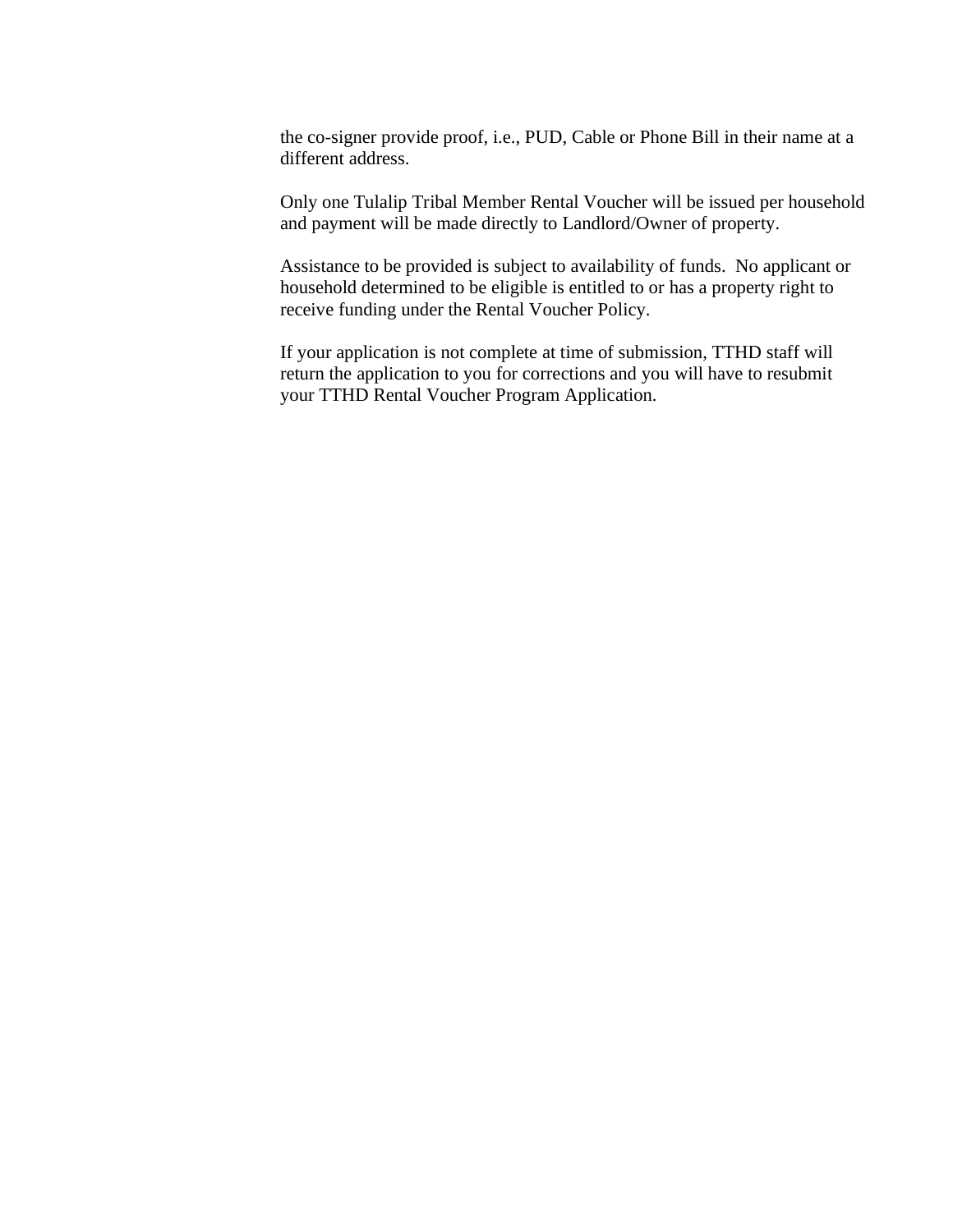the co-signer provide proof, i.e., PUD, Cable or Phone Bill in their name at a different address.

Only one Tulalip Tribal Member Rental Voucher will be issued per household and payment will be made directly to Landlord/Owner of property.

Assistance to be provided is subject to availability of funds. No applicant or household determined to be eligible is entitled to or has a property right to receive funding under the Rental Voucher Policy.

If your application is not complete at time of submission, TTHD staff will return the application to you for corrections and you will have to resubmit your TTHD Rental Voucher Program Application.